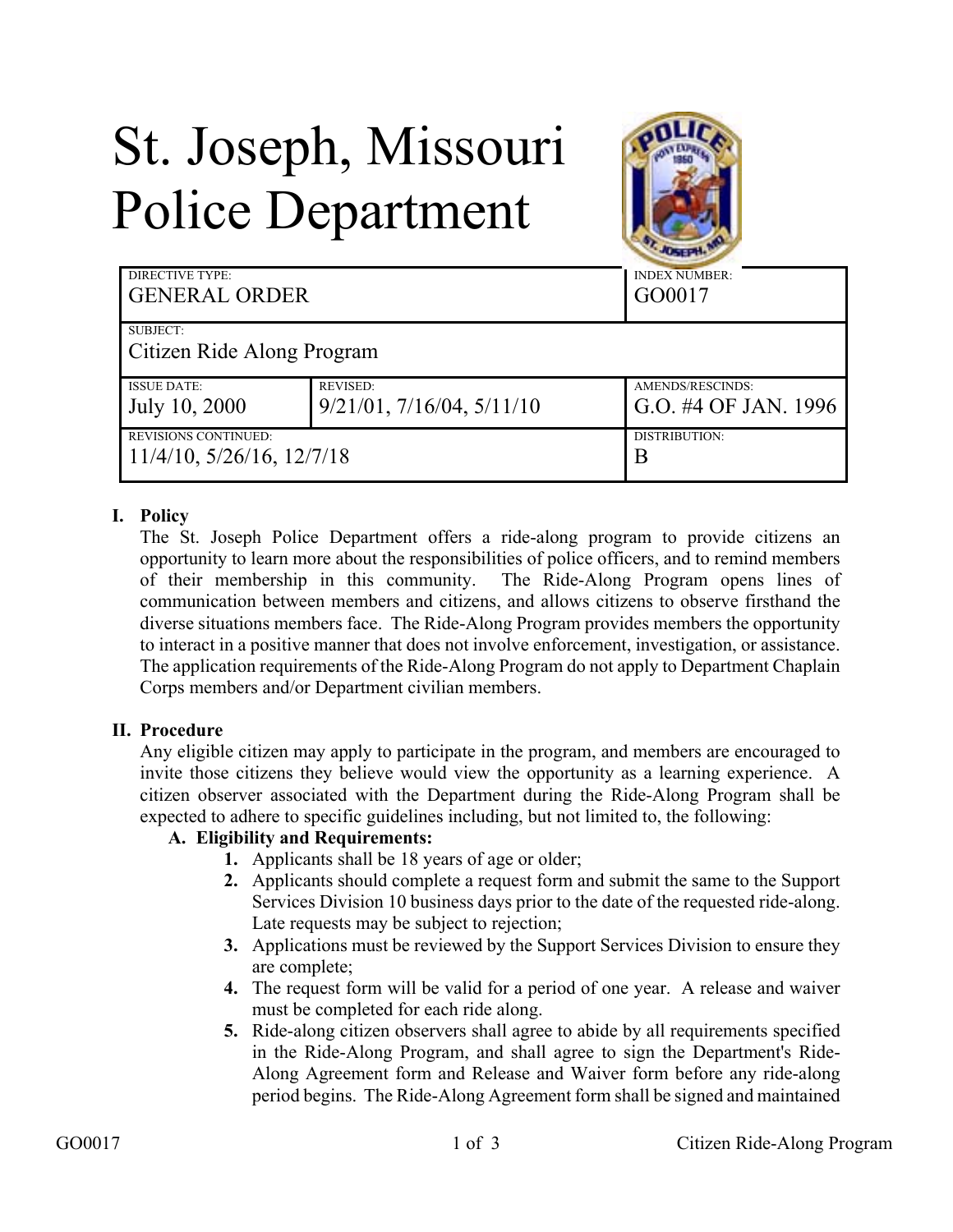# St. Joseph, Missouri Police Department

| DIRECTIVE TYPE: | | INDEX NUMBER: |
|---|---|---|
| GENERAL ORDER | | GO0017 |
| SUBJECT: | | |
| Citizen Ride Along Program | | |
| ISSUE DATE: | REVISED: | AMENDS/RESCINDS: |
| July 10, 2000 | 9/21/01, 7/16/04, 5/11/10 | G.O. #4 OF JAN. 1996 |
| REVISIONS CONTINUED: | | DISTRIBUTION: |
| 11/4/10, 5/26/16, 12/7/18 | | B |

## I. Policy

The St. Joseph Police Department offers a ride-along program to provide citizens an opportunity to learn more about the responsibilities of police officers, and to remind members of their membership in this community. The Ride-Along Program opens lines of communication between members and citizens, and allows citizens to observe firsthand the diverse situations members face. The Ride-Along Program provides members the opportunity to interact in a positive manner that does not involve enforcement, investigation, or assistance. The application requirements of the Ride-Along Program do not apply to Department Chaplain Corps members and/or Department civilian members.

## II. Procedure

Any eligible citizen may apply to participate in the program, and members are encouraged to invite those citizens they believe would view the opportunity as a learning experience. A citizen observer associated with the Department during the Ride-Along Program shall be expected to adhere to specific guidelines including, but not limited to, the following:

**A. Eligibility and Requirements:**

1. Applicants shall be 18 years of age or older;
2. Applicants should complete a request form and submit the same to the Support Services Division 10 business days prior to the date of the requested ride-along. Late requests may be subject to rejection;
3. Applications must be reviewed by the Support Services Division to ensure they are complete;
4. The request form will be valid for a period of one year. A release and waiver must be completed for each ride along.
5. Ride-along citizen observers shall agree to abide by all requirements specified in the Ride-Along Program, and shall agree to sign the Department's Ride-Along Agreement form and Release and Waiver form before any ride-along period begins. The Ride-Along Agreement form shall be signed and maintained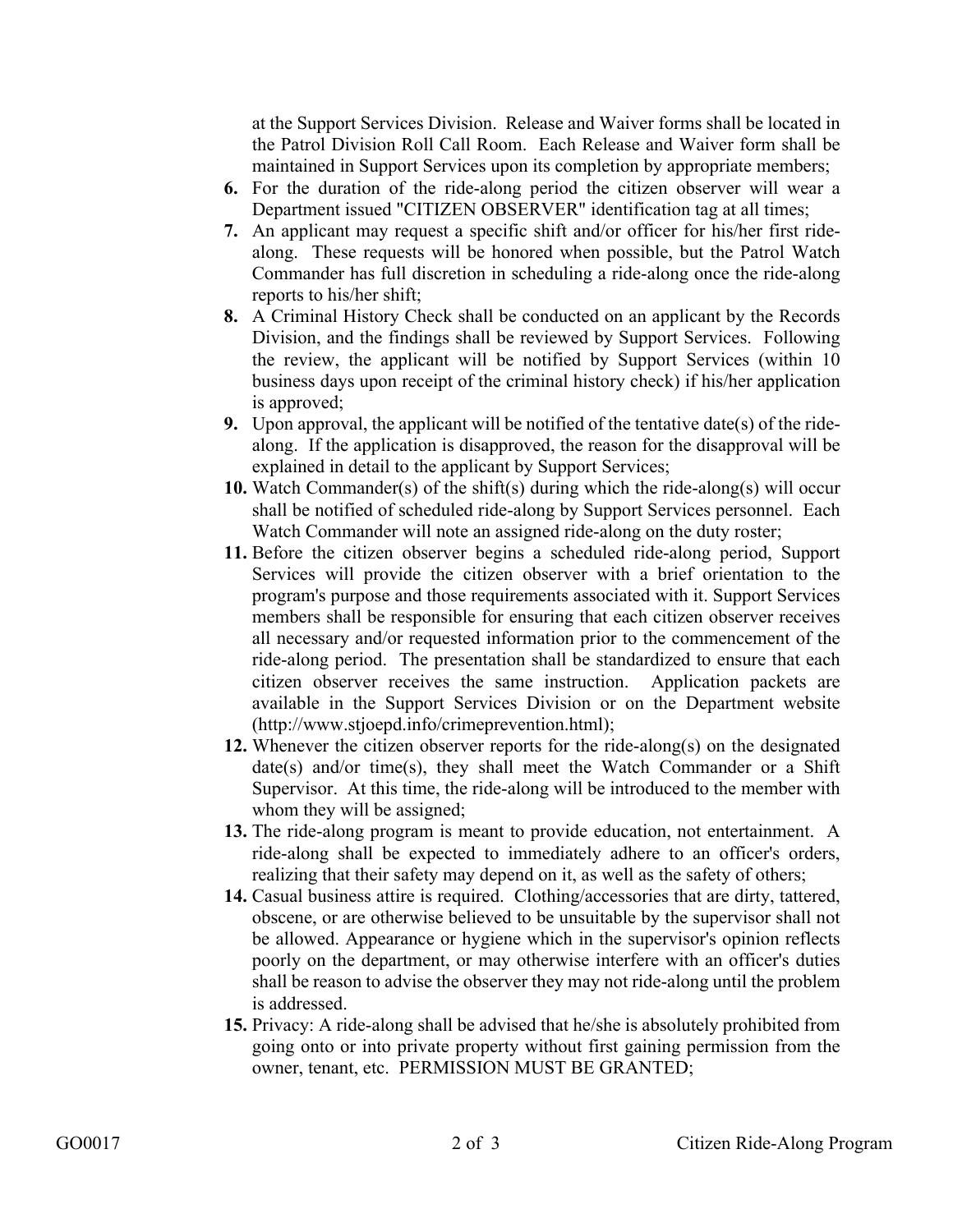at the Support Services Division. Release and Waiver forms shall be located in the Patrol Division Roll Call Room. Each Release and Waiver form shall be maintained in Support Services upon its completion by appropriate members;

6. For the duration of the ride-along period the citizen observer will wear a Department issued "CITIZEN OBSERVER" identification tag at all times;
7. An applicant may request a specific shift and/or officer for his/her first ride-along. These requests will be honored when possible, but the Patrol Watch Commander has full discretion in scheduling a ride-along once the ride-along reports to his/her shift;
8. A Criminal History Check shall be conducted on an applicant by the Records Division, and the findings shall be reviewed by Support Services. Following the review, the applicant will be notified by Support Services (within 10 business days upon receipt of the criminal history check) if his/her application is approved;
9. Upon approval, the applicant will be notified of the tentative date(s) of the ride-along. If the application is disapproved, the reason for the disapproval will be explained in detail to the applicant by Support Services;
10. Watch Commander(s) of the shift(s) during which the ride-along(s) will occur shall be notified of scheduled ride-along by Support Services personnel. Each Watch Commander will note an assigned ride-along on the duty roster;
11. Before the citizen observer begins a scheduled ride-along period, Support Services will provide the citizen observer with a brief orientation to the program's purpose and those requirements associated with it. Support Services members shall be responsible for ensuring that each citizen observer receives all necessary and/or requested information prior to the commencement of the ride-along period. The presentation shall be standardized to ensure that each citizen observer receives the same instruction. Application packets are available in the Support Services Division or on the Department website (http://www.stjoepd.info/crimeprevention.html);
12. Whenever the citizen observer reports for the ride-along(s) on the designated date(s) and/or time(s), they shall meet the Watch Commander or a Shift Supervisor. At this time, the ride-along will be introduced to the member with whom they will be assigned;
13. The ride-along program is meant to provide education, not entertainment. A ride-along shall be expected to immediately adhere to an officer's orders, realizing that their safety may depend on it, as well as the safety of others;
14. Casual business attire is required. Clothing/accessories that are dirty, tattered, obscene, or are otherwise believed to be unsuitable by the supervisor shall not be allowed. Appearance or hygiene which in the supervisor's opinion reflects poorly on the department, or may otherwise interfere with an officer's duties shall be reason to advise the observer they may not ride-along until the problem is addressed.
15. Privacy: A ride-along shall be advised that he/she is absolutely prohibited from going onto or into private property without first gaining permission from the owner, tenant, etc. PERMISSION MUST BE GRANTED;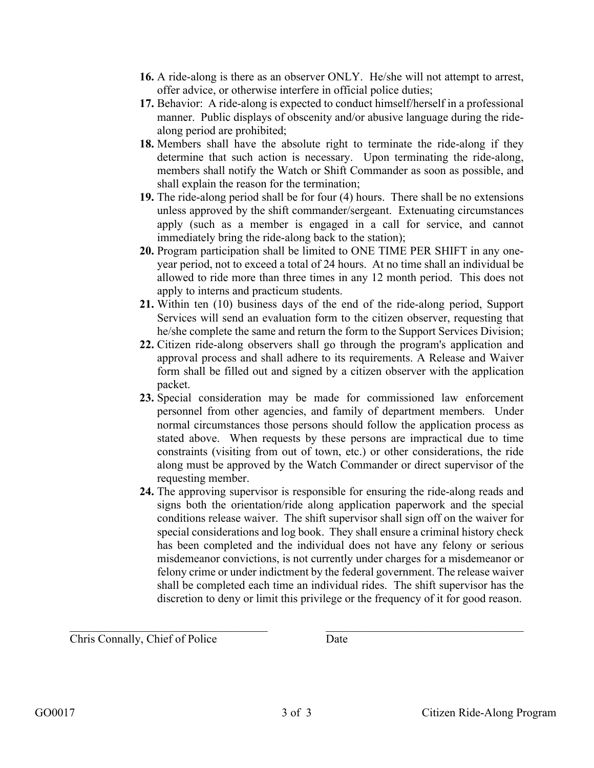16. A ride-along is there as an observer ONLY. He/she will not attempt to arrest, offer advice, or otherwise interfere in official police duties;
17. Behavior: A ride-along is expected to conduct himself/herself in a professional manner. Public displays of obscenity and/or abusive language during the ride-along period are prohibited;
18. Members shall have the absolute right to terminate the ride-along if they determine that such action is necessary. Upon terminating the ride-along, members shall notify the Watch or Shift Commander as soon as possible, and shall explain the reason for the termination;
19. The ride-along period shall be for four (4) hours. There shall be no extensions unless approved by the shift commander/sergeant. Extenuating circumstances apply (such as a member is engaged in a call for service, and cannot immediately bring the ride-along back to the station);
20. Program participation shall be limited to ONE TIME PER SHIFT in any one-year period, not to exceed a total of 24 hours. At no time shall an individual be allowed to ride more than three times in any 12 month period. This does not apply to interns and practicum students.
21. Within ten (10) business days of the end of the ride-along period, Support Services will send an evaluation form to the citizen observer, requesting that he/she complete the same and return the form to the Support Services Division;
22. Citizen ride-along observers shall go through the program's application and approval process and shall adhere to its requirements. A Release and Waiver form shall be filled out and signed by a citizen observer with the application packet.
23. Special consideration may be made for commissioned law enforcement personnel from other agencies, and family of department members. Under normal circumstances those persons should follow the application process as stated above. When requests by these persons are impractical due to time constraints (visiting from out of town, etc.) or other considerations, the ride along must be approved by the Watch Commander or direct supervisor of the requesting member.
24. The approving supervisor is responsible for ensuring the ride-along reads and signs both the orientation/ride along application paperwork and the special conditions release waiver. The shift supervisor shall sign off on the waiver for special considerations and log book. They shall ensure a criminal history check has been completed and the individual does not have any felony or serious misdemeanor convictions, is not currently under charges for a misdemeanor or felony crime or under indictment by the federal government. The release waiver shall be completed each time an individual rides. The shift supervisor has the discretion to deny or limit this privilege or the frequency of it for good reason.

\_\_\_\_\_\_\_\_\_\_\_\_\_\_\_\_\_\_\_\_\_\_\_\_\_\_\_\_\_\_\_\_\_\_\_\_ \_\_\_\_\_\_\_\_\_\_\_\_\_\_\_\_\_\_\_\_\_\_\_\_\_\_\_\_\_\_\_\_\_\_\_\_

Chris Connally, Chief of Police Date